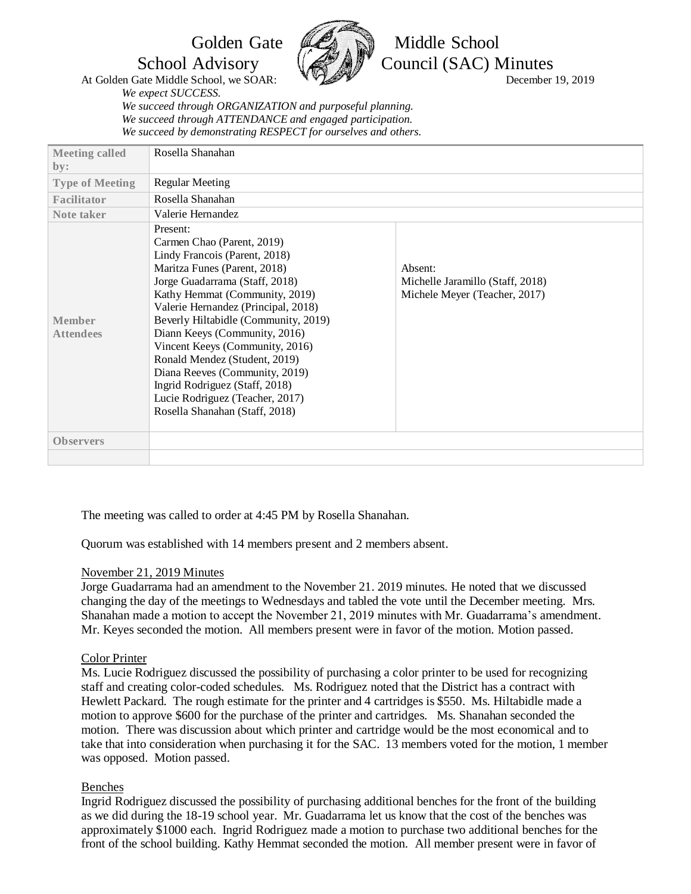# Golden Gate Middle School School Advisory Council (SAC) Minutes

At Golden Gate Middle School, we SOAR:

December 19, 2019

*We expect SUCCESS.*
*We succeed through ORGANIZATION and purposeful planning.*
*We succeed through ATTENDANCE and engaged participation.*
*We succeed by demonstrating RESPECT for ourselves and others.*

| | | |
|---|---|---|
| **Meeting called by:** | Rosella Shanahan | |
| **Type of Meeting** | Regular Meeting | |
| **Facilitator** | Rosella Shanahan | |
| **Note taker** | Valerie Hernandez | |
| **Member Attendees** | Present:<br>Carmen Chao (Parent, 2019)<br>Lindy Francois (Parent, 2018)<br>Maritza Funes (Parent, 2018)<br>Jorge Guadarrama (Staff, 2018)<br>Kathy Hemmat (Community, 2019)<br>Valerie Hernandez (Principal, 2018)<br>Beverly Hiltabidle (Community, 2019)<br>Diann Keeys (Community, 2016)<br>Vincent Keeys (Community, 2016)<br>Ronald Mendez (Student, 2019)<br>Diana Reeves (Community, 2019)<br>Ingrid Rodriguez (Staff, 2018)<br>Lucie Rodriguez (Teacher, 2017)<br>Rosella Shanahan (Staff, 2018) | Absent:<br>Michelle Jaramillo (Staff, 2018)<br>Michele Meyer (Teacher, 2017) |
| **Observers** | | |
| | | |

The meeting was called to order at 4:45 PM by Rosella Shanahan.

Quorum was established with 14 members present and 2 members absent.

November 21, 2019 Minutes

Jorge Guadarrama had an amendment to the November 21. 2019 minutes. He noted that we discussed changing the day of the meetings to Wednesdays and tabled the vote until the December meeting. Mrs. Shanahan made a motion to accept the November 21, 2019 minutes with Mr. Guadarrama's amendment. Mr. Keyes seconded the motion. All members present were in favor of the motion. Motion passed.

Color Printer

Ms. Lucie Rodriguez discussed the possibility of purchasing a color printer to be used for recognizing staff and creating color-coded schedules. Ms. Rodriguez noted that the District has a contract with Hewlett Packard. The rough estimate for the printer and 4 cartridges is $550. Ms. Hiltabidle made a motion to approve $600 for the purchase of the printer and cartridges. Ms. Shanahan seconded the motion. There was discussion about which printer and cartridge would be the most economical and to take that into consideration when purchasing it for the SAC. 13 members voted for the motion, 1 member was opposed. Motion passed.

Benches

Ingrid Rodriguez discussed the possibility of purchasing additional benches for the front of the building as we did during the 18-19 school year. Mr. Guadarrama let us know that the cost of the benches was approximately $1000 each. Ingrid Rodriguez made a motion to purchase two additional benches for the front of the school building. Kathy Hemmat seconded the motion. All member present were in favor of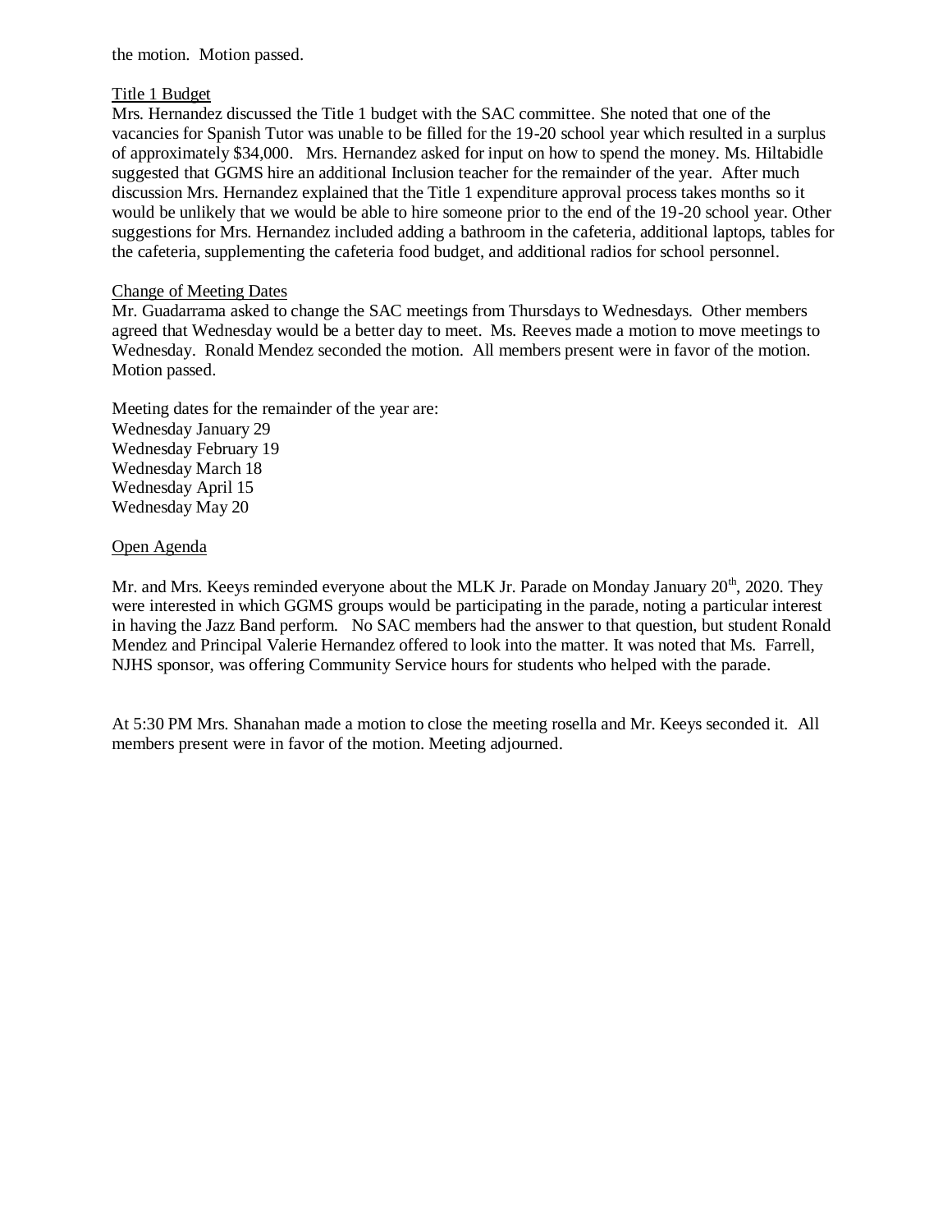the motion. Motion passed.

Title 1 Budget

Mrs. Hernandez discussed the Title 1 budget with the SAC committee. She noted that one of the vacancies for Spanish Tutor was unable to be filled for the 19-20 school year which resulted in a surplus of approximately $34,000. Mrs. Hernandez asked for input on how to spend the money. Ms. Hiltabidle suggested that GGMS hire an additional Inclusion teacher for the remainder of the year. After much discussion Mrs. Hernandez explained that the Title 1 expenditure approval process takes months so it would be unlikely that we would be able to hire someone prior to the end of the 19-20 school year. Other suggestions for Mrs. Hernandez included adding a bathroom in the cafeteria, additional laptops, tables for the cafeteria, supplementing the cafeteria food budget, and additional radios for school personnel.

Change of Meeting Dates

Mr. Guadarrama asked to change the SAC meetings from Thursdays to Wednesdays. Other members agreed that Wednesday would be a better day to meet. Ms. Reeves made a motion to move meetings to Wednesday. Ronald Mendez seconded the motion. All members present were in favor of the motion. Motion passed.

Meeting dates for the remainder of the year are:
Wednesday January 29
Wednesday February 19
Wednesday March 18
Wednesday April 15
Wednesday May 20

Open Agenda

Mr. and Mrs. Keeys reminded everyone about the MLK Jr. Parade on Monday January 20th, 2020. They were interested in which GGMS groups would be participating in the parade, noting a particular interest in having the Jazz Band perform. No SAC members had the answer to that question, but student Ronald Mendez and Principal Valerie Hernandez offered to look into the matter. It was noted that Ms. Farrell, NJHS sponsor, was offering Community Service hours for students who helped with the parade.

At 5:30 PM Mrs. Shanahan made a motion to close the meeting rosella and Mr. Keeys seconded it. All members present were in favor of the motion. Meeting adjourned.